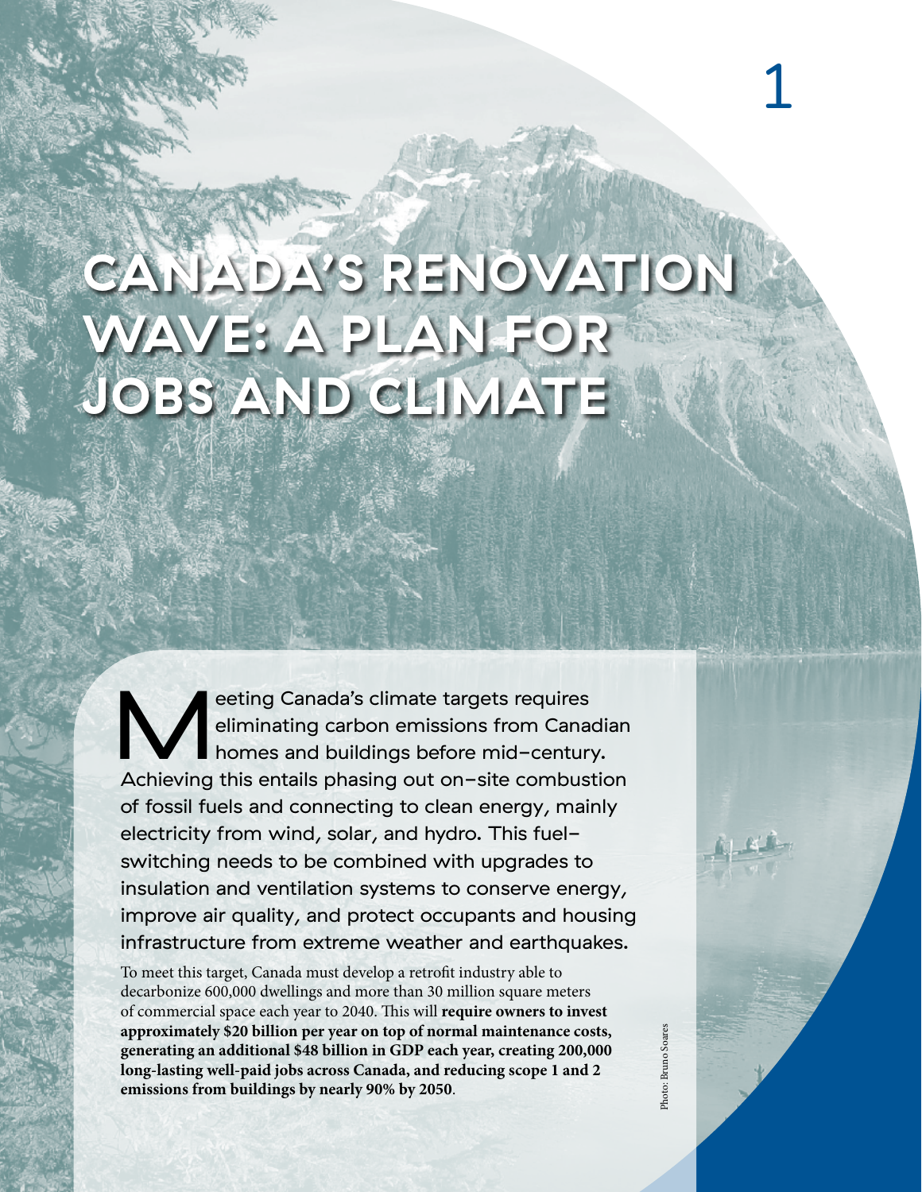# CANADA'S RENOVATION WAVE: A PLAN FOR JOBS AND CLIMATE

Meeting Canada's climate targets requires eliminating carbon emissions from Canadian homes and buildings before mid-century. Achieving this entails phasing out on-site combustion of fossil fuels and connecting to clean energy, mainly electricity from wind, solar, and hydro. This fuel-switching needs to be combined with upgrades to insulation and ventilation systems to conserve energy, improve air quality, and protect occupants and housing infrastructure from extreme weather and earthquakes.

To meet this target, Canada must develop a retrofit industry able to decarbonize 600,000 dwellings and more than 30 million square meters of commercial space each year to 2040. This will **require owners to invest approximately $20 billion per year on top of normal maintenance costs, generating an additional $48 billion in GDP each year, creating 200,000 long-lasting well-paid jobs across Canada, and reducing scope 1 and 2 emissions from buildings by nearly 90% by 2050**.

Photo: Bruno Soares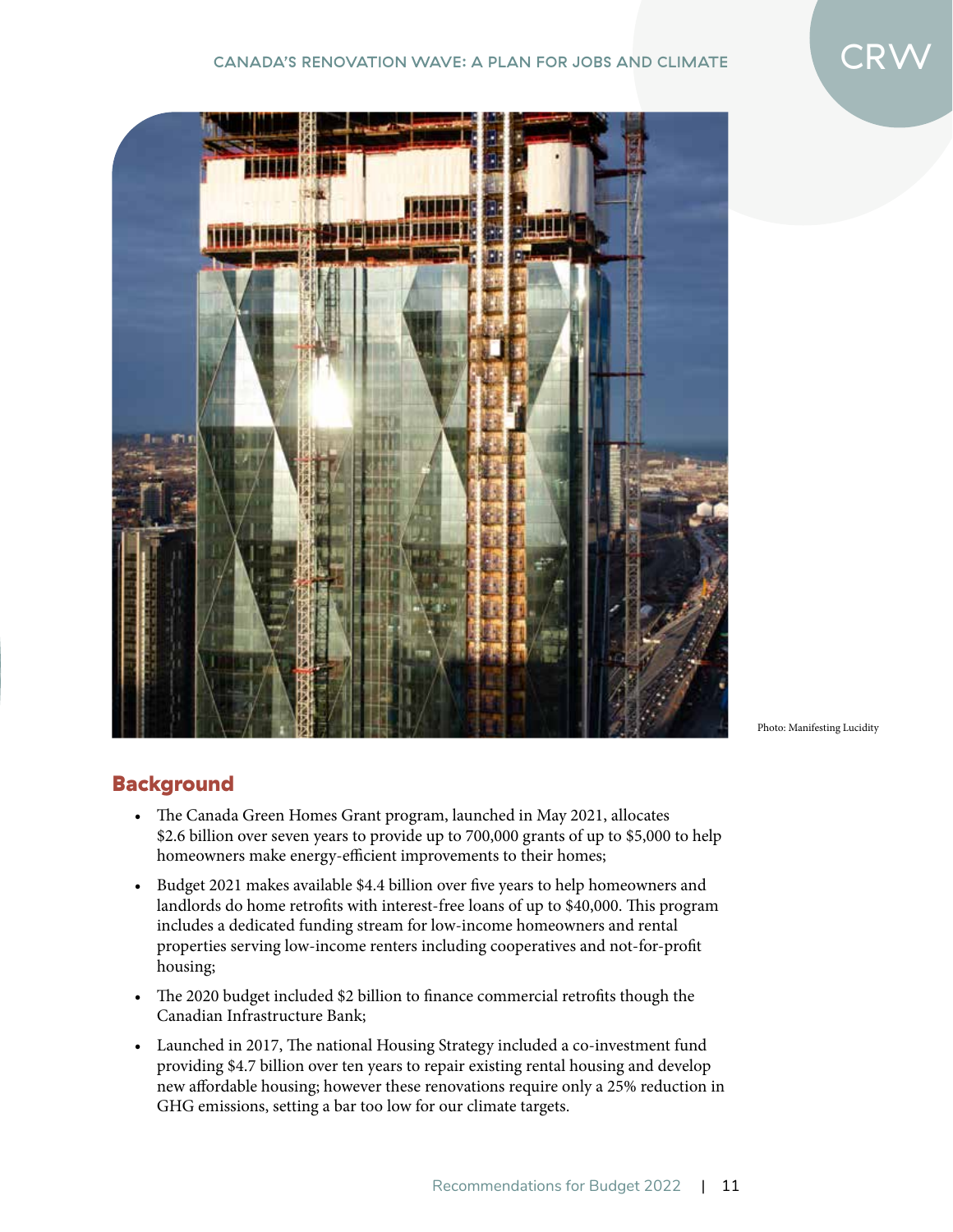Photo: Manifesting Lucidity

## Background

- The Canada Green Homes Grant program, launched in May 2021, allocates $2.6 billion over seven years to provide up to 700,000 grants of up to $5,000 to help homeowners make energy-efficient improvements to their homes;
- Budget 2021 makes available $4.4 billion over five years to help homeowners and landlords do home retrofits with interest-free loans of up to $40,000. This program includes a dedicated funding stream for low-income homeowners and rental properties serving low-income renters including cooperatives and not-for-profit housing;
- The 2020 budget included $2 billion to finance commercial retrofits though the Canadian Infrastructure Bank;
- Launched in 2017, The national Housing Strategy included a co-investment fund providing $4.7 billion over ten years to repair existing rental housing and develop new affordable housing; however these renovations require only a 25% reduction in GHG emissions, setting a bar too low for our climate targets.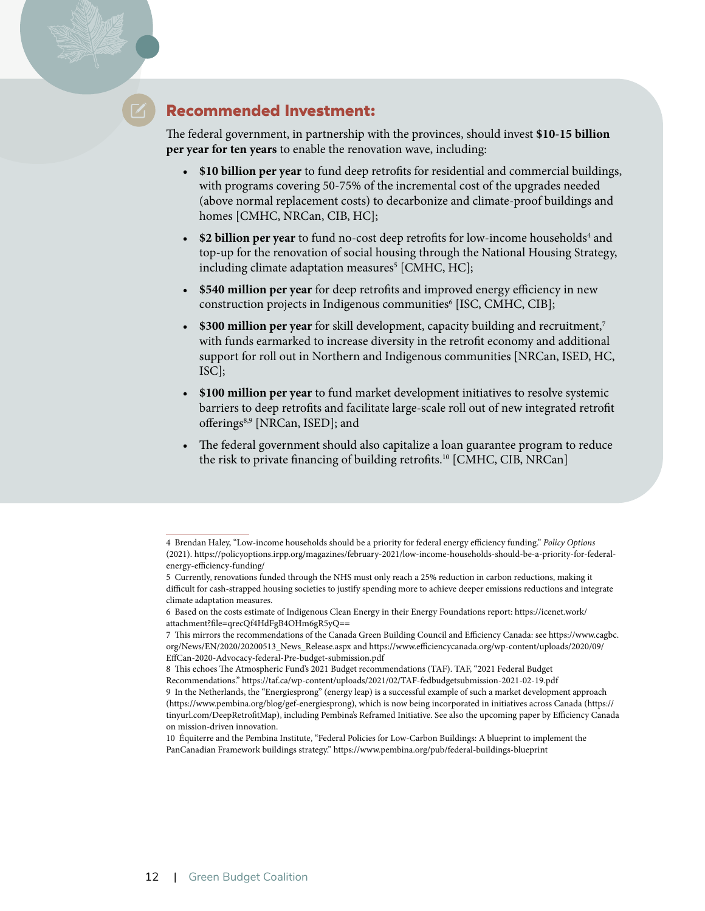## Recommended Investment:

The federal government, in partnership with the provinces, should invest **$10-15 billion per year for ten years** to enable the renovation wave, including:

- **$10 billion per year** to fund deep retrofits for residential and commercial buildings, with programs covering 50-75% of the incremental cost of the upgrades needed (above normal replacement costs) to decarbonize and climate-proof buildings and homes [CMHC, NRCan, CIB, HC];
- **$2 billion per year** to fund no-cost deep retrofits for low-income households[4] and top-up for the renovation of social housing through the National Housing Strategy, including climate adaptation measures[5] [CMHC, HC];
- **$540 million per year** for deep retrofits and improved energy efficiency in new construction projects in Indigenous communities[6] [ISC, CMHC, CIB];
- **$300 million per year** for skill development, capacity building and recruitment,[7] with funds earmarked to increase diversity in the retrofit economy and additional support for roll out in Northern and Indigenous communities [NRCan, ISED, HC, ISC];
- **$100 million per year** to fund market development initiatives to resolve systemic barriers to deep retrofits and facilitate large-scale roll out of new integrated retrofit offerings[8,9] [NRCan, ISED]; and
- The federal government should also capitalize a loan guarantee program to reduce the risk to private financing of building retrofits.[10] [CMHC, CIB, NRCan]

---

4 Brendan Haley, "Low-income households should be a priority for federal energy efficiency funding." *Policy Options* (2021). https://policyoptions.irpp.org/magazines/february-2021/low-income-households-should-be-a-priority-for-federal-energy-efficiency-funding/

5 Currently, renovations funded through the NHS must only reach a 25% reduction in carbon reductions, making it difficult for cash-strapped housing societies to justify spending more to achieve deeper emissions reductions and integrate climate adaptation measures.

6 Based on the costs estimate of Indigenous Clean Energy in their Energy Foundations report: https://icenet.work/attachment?file=qrecQf4HdFgB4OHm6gR5yQ==

7 This mirrors the recommendations of the Canada Green Building Council and Efficiency Canada: see https://www.cagbc.org/News/EN/2020/20200513_News_Release.aspx and https://www.efficiencycanada.org/wp-content/uploads/2020/09/EffCan-2020-Advocacy-federal-Pre-budget-submission.pdf

8 This echoes The Atmospheric Fund's 2021 Budget recommendations (TAF). TAF, "2021 Federal Budget Recommendations." https://taf.ca/wp-content/uploads/2021/02/TAF-fedbudgetsubmission-2021-02-19.pdf

9 In the Netherlands, the "Energiesprong" (energy leap) is a successful example of such a market development approach (https://www.pembina.org/blog/gef-energiesprong), which is now being incorporated in initiatives across Canada (https://tinyurl.com/DeepRetrofitMap), including Pembina's Reframed Initiative. See also the upcoming paper by Efficiency Canada on mission-driven innovation.

10 Équiterre and the Pembina Institute, "Federal Policies for Low-Carbon Buildings: A blueprint to implement the PanCanadian Framework buildings strategy." https://www.pembina.org/pub/federal-buildings-blueprint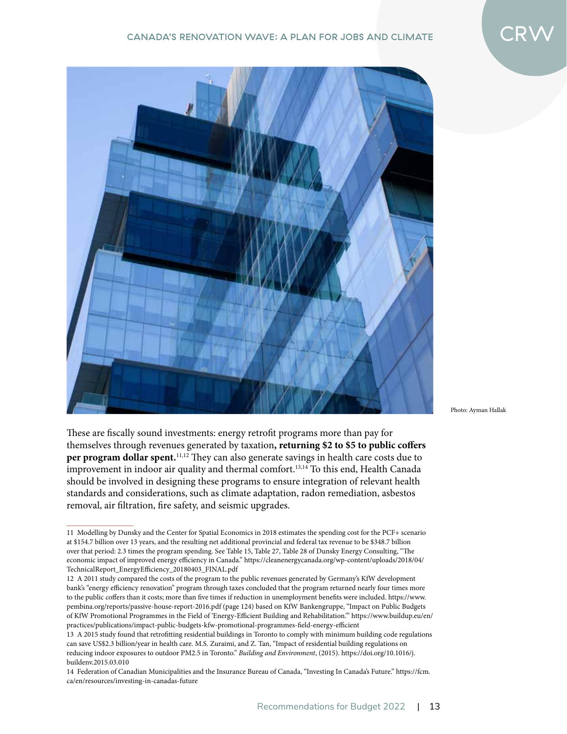Photo: Ayman Hallak

These are fiscally sound investments: energy retrofit programs more than pay for themselves through revenues generated by taxation**, returning $2 to $5 to public coffers per program dollar spent.**[11,12] They can also generate savings in health care costs due to improvement in indoor air quality and thermal comfort.[13,14] To this end, Health Canada should be involved in designing these programs to ensure integration of relevant health standards and considerations, such as climate adaptation, radon remediation, asbestos removal, air filtration, fire safety, and seismic upgrades.

---

11 Modelling by Dunsky and the Center for Spatial Economics in 2018 estimates the spending cost for the PCF+ scenario at $154.7 billion over 13 years, and the resulting net additional provincial and federal tax revenue to be $348.7 billion over that period: 2.3 times the program spending. See Table 15, Table 27, Table 28 of Dunsky Energy Consulting, "The economic impact of improved energy efficiency in Canada." https://cleanenergycanada.org/wp-content/uploads/2018/04/TechnicalReport_EnergyEfficiency_20180403_FINAL.pdf

12 A 2011 study compared the costs of the program to the public revenues generated by Germany's KfW development bank's "energy efficiency renovation" program through taxes concluded that the program returned nearly four times more to the public coffers than it costs; more than five times if reduction in unemployment benefits were included. https://www.pembina.org/reports/passive-house-report-2016.pdf (page 124) based on KfW Bankengruppe, "Impact on Public Budgets of KfW Promotional Programmes in the Field of 'Energy-Efficient Building and Rehabilitation.'" https://www.buildup.eu/en/practices/publications/impact-public-budgets-kfw-promotional-programmes-field-energy-efficient

13 A 2015 study found that retrofitting residential buildings in Toronto to comply with minimum building code regulations can save US$2.3 billion/year in health care. M.S. Zuraimi, and Z. Tan, "Impact of residential building regulations on reducing indoor exposures to outdoor PM2.5 in Toronto." *Building and Environment*, (2015). https://doi.org/10.1016/j.buildenv.2015.03.010

14 Federation of Canadian Municipalities and the Insurance Bureau of Canada, "Investing In Canada's Future." https://fcm.ca/en/resources/investing-in-canadas-future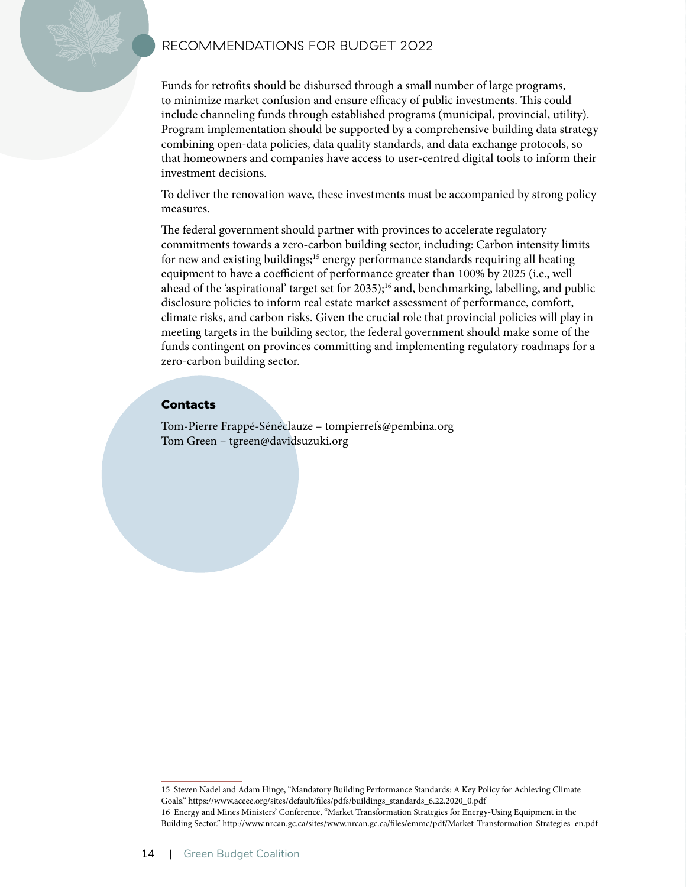Funds for retrofits should be disbursed through a small number of large programs, to minimize market confusion and ensure efficacy of public investments. This could include channeling funds through established programs (municipal, provincial, utility). Program implementation should be supported by a comprehensive building data strategy combining open-data policies, data quality standards, and data exchange protocols, so that homeowners and companies have access to user-centred digital tools to inform their investment decisions.

To deliver the renovation wave, these investments must be accompanied by strong policy measures.

The federal government should partner with provinces to accelerate regulatory commitments towards a zero-carbon building sector, including: Carbon intensity limits for new and existing buildings;[15] energy performance standards requiring all heating equipment to have a coefficient of performance greater than 100% by 2025 (i.e., well ahead of the 'aspirational' target set for 2035);[16] and, benchmarking, labelling, and public disclosure policies to inform real estate market assessment of performance, comfort, climate risks, and carbon risks. Given the crucial role that provincial policies will play in meeting targets in the building sector, the federal government should make some of the funds contingent on provinces committing and implementing regulatory roadmaps for a zero-carbon building sector.

**Contacts**

Tom-Pierre Frappé-Sénéclauze – tompierrefs@pembina.org
Tom Green – tgreen@davidsuzuki.org

---

15 Steven Nadel and Adam Hinge, "Mandatory Building Performance Standards: A Key Policy for Achieving Climate Goals." https://www.aceee.org/sites/default/files/pdfs/buildings_standards_6.22.2020_0.pdf

16 Energy and Mines Ministers' Conference, "Market Transformation Strategies for Energy-Using Equipment in the Building Sector." http://www.nrcan.gc.ca/sites/www.nrcan.gc.ca/files/emmc/pdf/Market-Transformation-Strategies_en.pdf